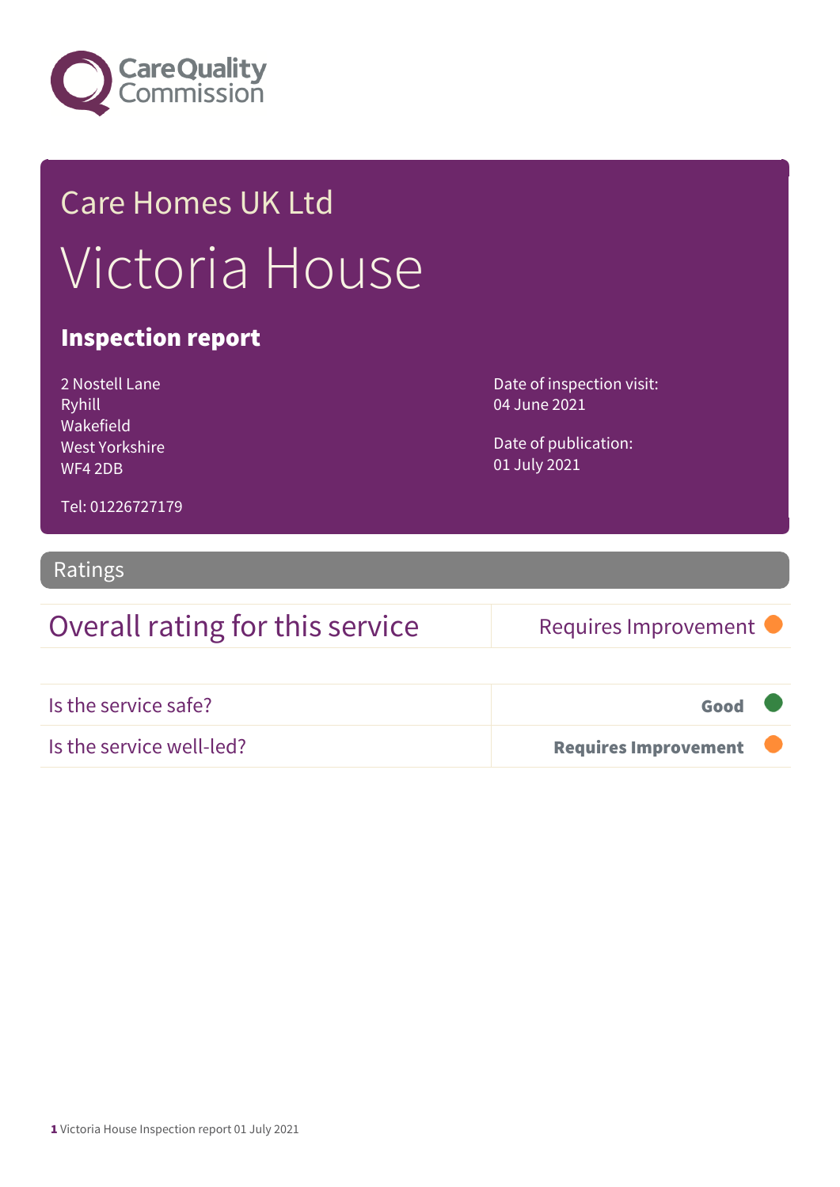Care Quality Commission

# Care Homes UK Ltd

# Victoria House

## Inspection report

2 Nostell Lane
Ryhill
Wakefield
West Yorkshire
WF4 2DB

Tel: 01226727179

Date of inspection visit:
04 June 2021

Date of publication:
01 July 2021

## Ratings

| Overall rating for this service | Requires Improvement |
|---|---|

| | |
|---|---|
| Is the service safe? | **Good** |
| Is the service well-led? | **Requires Improvement** |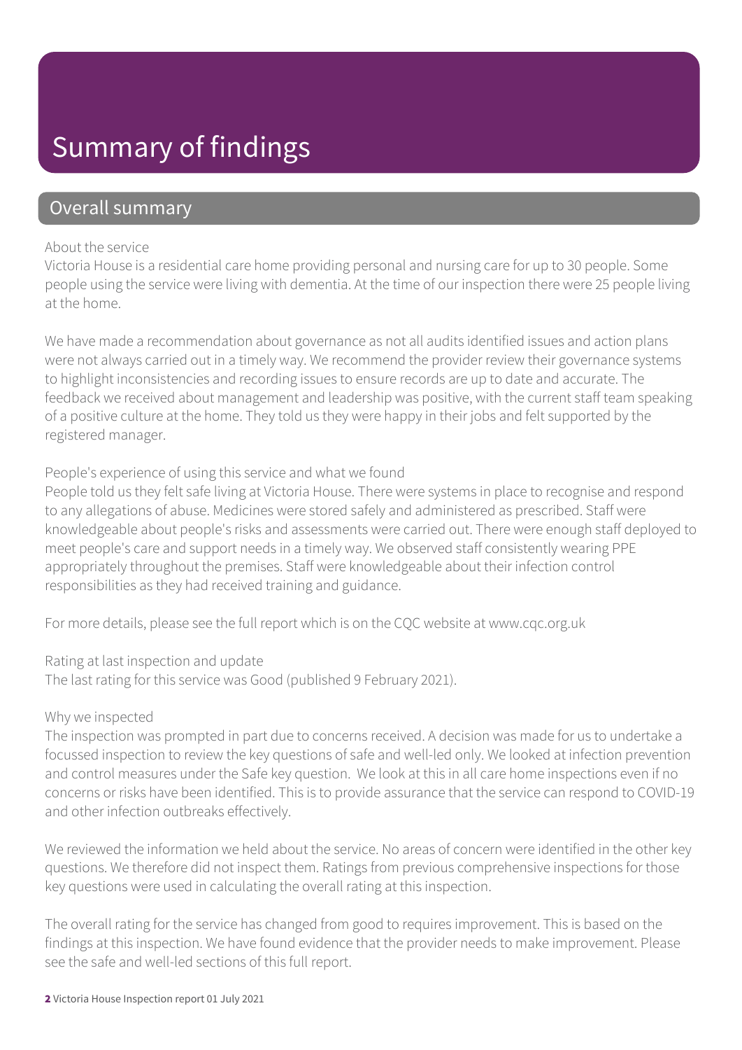# Summary of findings

## Overall summary

About the service

Victoria House is a residential care home providing personal and nursing care for up to 30 people. Some people using the service were living with dementia. At the time of our inspection there were 25 people living at the home.

We have made a recommendation about governance as not all audits identified issues and action plans were not always carried out in a timely way. We recommend the provider review their governance systems to highlight inconsistencies and recording issues to ensure records are up to date and accurate. The feedback we received about management and leadership was positive, with the current staff team speaking of a positive culture at the home. They told us they were happy in their jobs and felt supported by the registered manager.

People's experience of using this service and what we found

People told us they felt safe living at Victoria House. There were systems in place to recognise and respond to any allegations of abuse. Medicines were stored safely and administered as prescribed. Staff were knowledgeable about people's risks and assessments were carried out. There were enough staff deployed to meet people's care and support needs in a timely way. We observed staff consistently wearing PPE appropriately throughout the premises. Staff were knowledgeable about their infection control responsibilities as they had received training and guidance.

For more details, please see the full report which is on the CQC website at www.cqc.org.uk

Rating at last inspection and update

The last rating for this service was Good (published 9 February 2021).

Why we inspected

The inspection was prompted in part due to concerns received. A decision was made for us to undertake a focussed inspection to review the key questions of safe and well-led only. We looked at infection prevention and control measures under the Safe key question. We look at this in all care home inspections even if no concerns or risks have been identified. This is to provide assurance that the service can respond to COVID-19 and other infection outbreaks effectively.

We reviewed the information we held about the service. No areas of concern were identified in the other key questions. We therefore did not inspect them. Ratings from previous comprehensive inspections for those key questions were used in calculating the overall rating at this inspection.

The overall rating for the service has changed from good to requires improvement. This is based on the findings at this inspection. We have found evidence that the provider needs to make improvement. Please see the safe and well-led sections of this full report.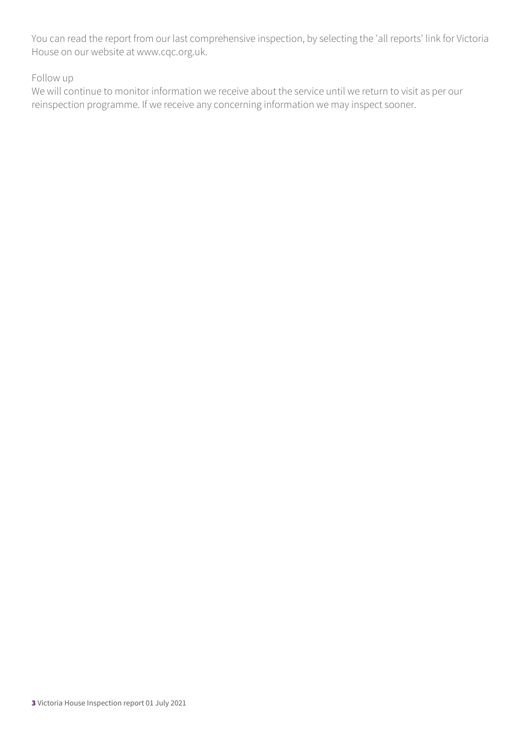You can read the report from our last comprehensive inspection, by selecting the 'all reports' link for Victoria House on our website at www.cqc.org.uk.

Follow up

We will continue to monitor information we receive about the service until we return to visit as per our reinspection programme. If we receive any concerning information we may inspect sooner.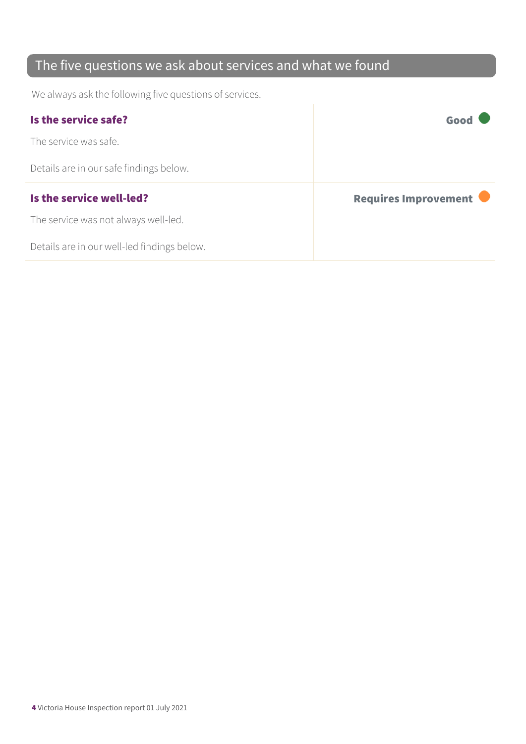## The five questions we ask about services and what we found

We always ask the following five questions of services.

| | |
|---|---|
| **Is the service safe?**<br><br>The service was safe.<br><br>Details are in our safe findings below. | **Good** |
| **Is the service well-led?**<br><br>The service was not always well-led.<br><br>Details are in our well-led findings below. | **Requires Improvement** |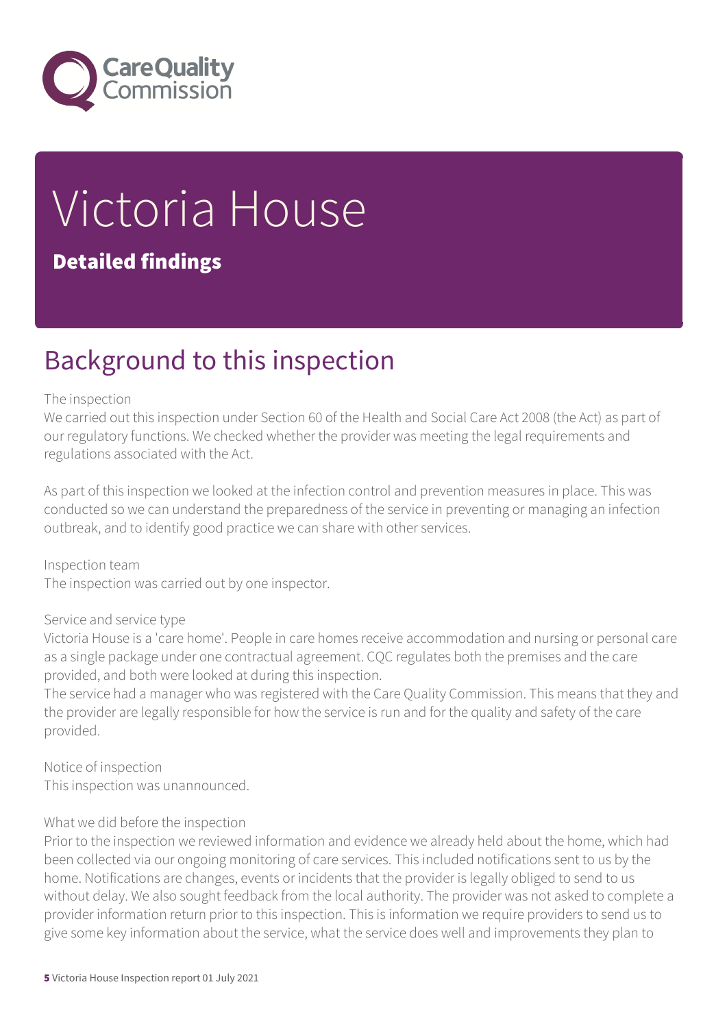# Victoria House

**Detailed findings**

## Background to this inspection

The inspection
We carried out this inspection under Section 60 of the Health and Social Care Act 2008 (the Act) as part of our regulatory functions. We checked whether the provider was meeting the legal requirements and regulations associated with the Act.

As part of this inspection we looked at the infection control and prevention measures in place. This was conducted so we can understand the preparedness of the service in preventing or managing an infection outbreak, and to identify good practice we can share with other services.

Inspection team
The inspection was carried out by one inspector.

Service and service type
Victoria House is a 'care home'. People in care homes receive accommodation and nursing or personal care as a single package under one contractual agreement. CQC regulates both the premises and the care provided, and both were looked at during this inspection.
The service had a manager who was registered with the Care Quality Commission. This means that they and the provider are legally responsible for how the service is run and for the quality and safety of the care provided.

Notice of inspection
This inspection was unannounced.

What we did before the inspection
Prior to the inspection we reviewed information and evidence we already held about the home, which had been collected via our ongoing monitoring of care services. This included notifications sent to us by the home. Notifications are changes, events or incidents that the provider is legally obliged to send to us without delay. We also sought feedback from the local authority. The provider was not asked to complete a provider information return prior to this inspection. This is information we require providers to send us to give some key information about the service, what the service does well and improvements they plan to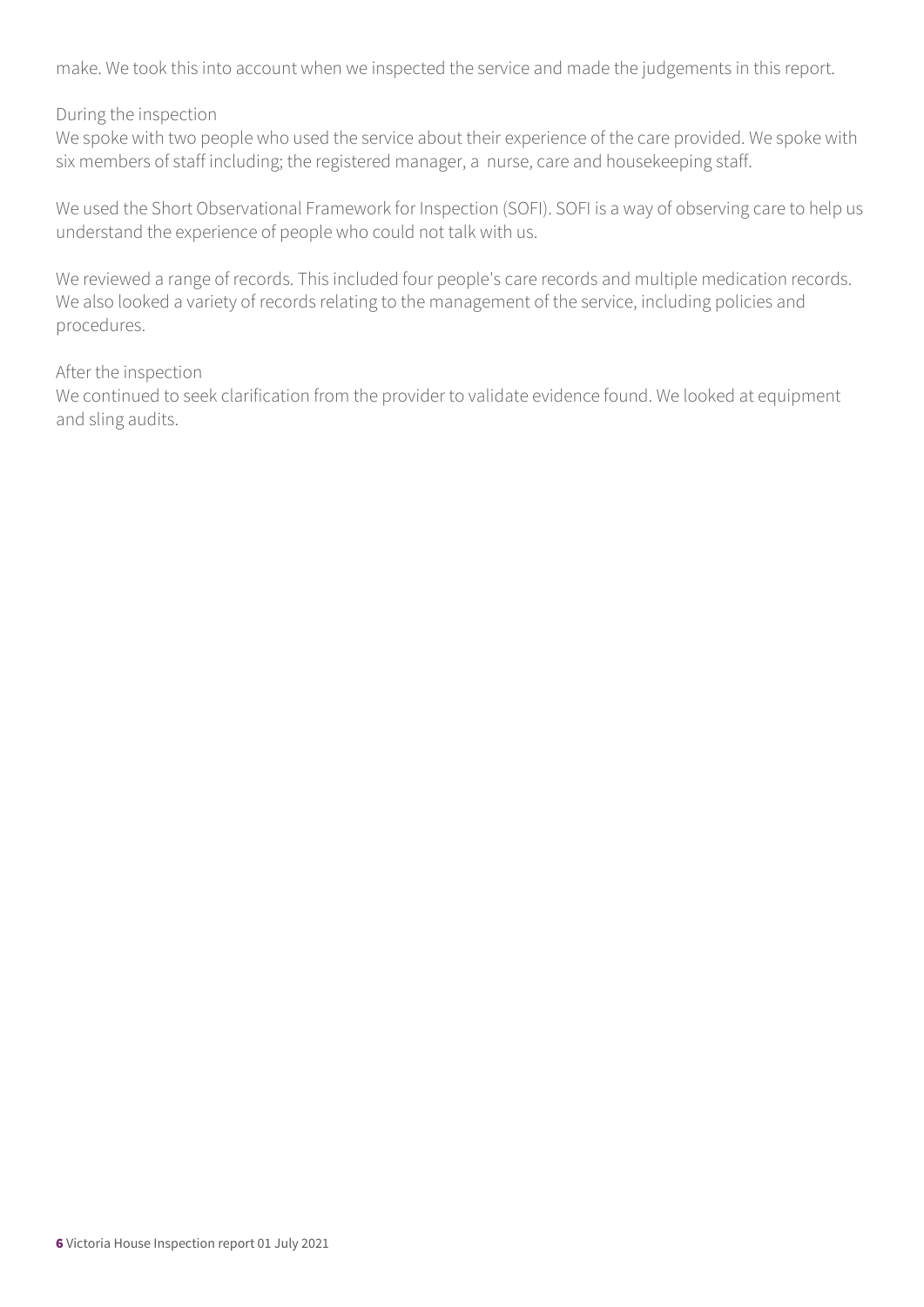make. We took this into account when we inspected the service and made the judgements in this report.

During the inspection
We spoke with two people who used the service about their experience of the care provided. We spoke with six members of staff including; the registered manager, a nurse, care and housekeeping staff.

We used the Short Observational Framework for Inspection (SOFI). SOFI is a way of observing care to help us understand the experience of people who could not talk with us.

We reviewed a range of records. This included four people's care records and multiple medication records. We also looked a variety of records relating to the management of the service, including policies and procedures.

After the inspection
We continued to seek clarification from the provider to validate evidence found. We looked at equipment and sling audits.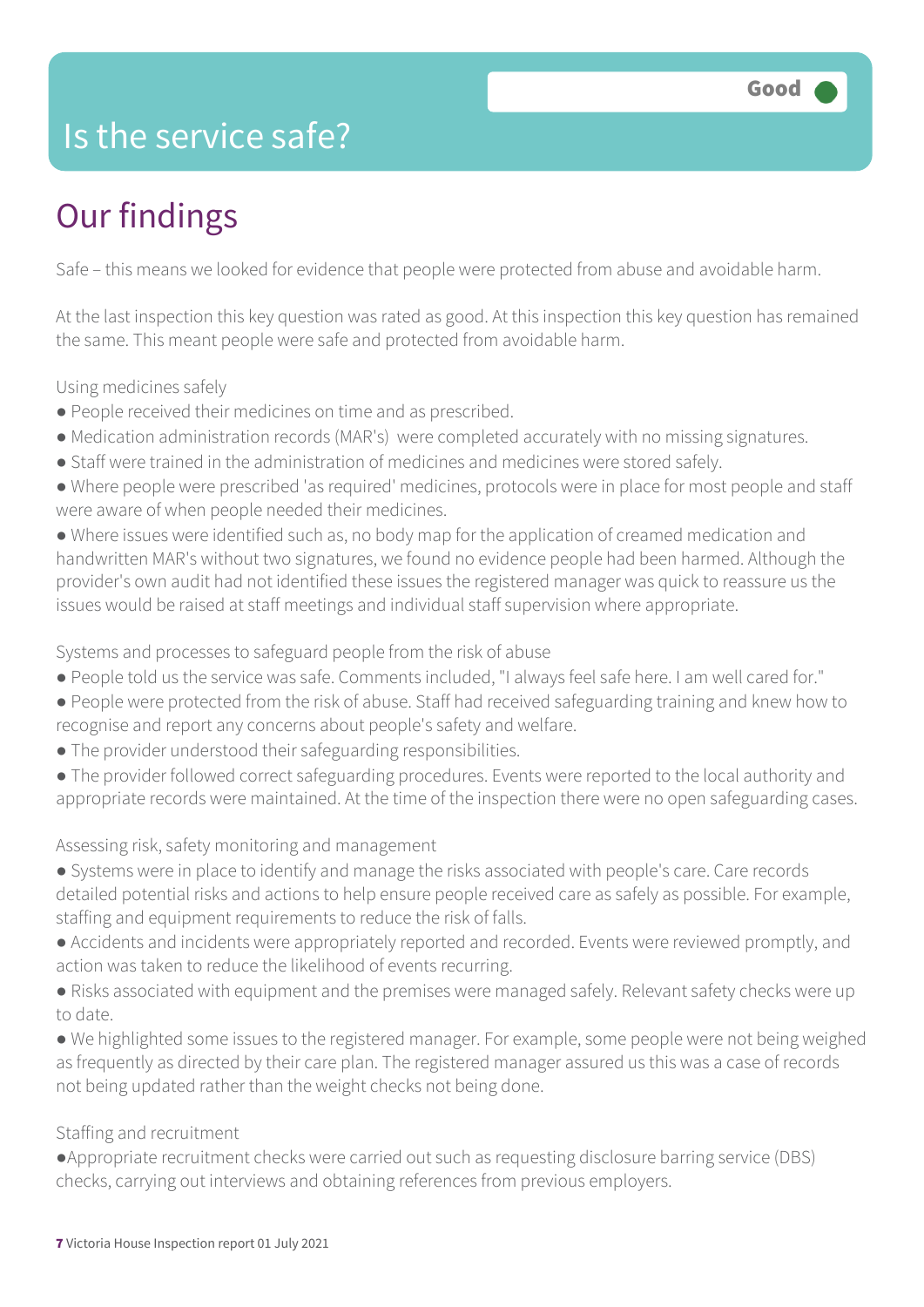# Is the service safe?

Good

## Our findings

Safe – this means we looked for evidence that people were protected from abuse and avoidable harm.

At the last inspection this key question was rated as good. At this inspection this key question has remained the same. This meant people were safe and protected from avoidable harm.

Using medicines safely

- People received their medicines on time and as prescribed.
- Medication administration records (MAR's) were completed accurately with no missing signatures.
- Staff were trained in the administration of medicines and medicines were stored safely.
- Where people were prescribed 'as required' medicines, protocols were in place for most people and staff were aware of when people needed their medicines.
- Where issues were identified such as, no body map for the application of creamed medication and handwritten MAR's without two signatures, we found no evidence people had been harmed. Although the provider's own audit had not identified these issues the registered manager was quick to reassure us the issues would be raised at staff meetings and individual staff supervision where appropriate.

Systems and processes to safeguard people from the risk of abuse

- People told us the service was safe. Comments included, "I always feel safe here. I am well cared for."
- People were protected from the risk of abuse. Staff had received safeguarding training and knew how to recognise and report any concerns about people's safety and welfare.
- The provider understood their safeguarding responsibilities.
- The provider followed correct safeguarding procedures. Events were reported to the local authority and appropriate records were maintained. At the time of the inspection there were no open safeguarding cases.

Assessing risk, safety monitoring and management

- Systems were in place to identify and manage the risks associated with people's care. Care records detailed potential risks and actions to help ensure people received care as safely as possible. For example, staffing and equipment requirements to reduce the risk of falls.
- Accidents and incidents were appropriately reported and recorded. Events were reviewed promptly, and action was taken to reduce the likelihood of events recurring.
- Risks associated with equipment and the premises were managed safely. Relevant safety checks were up to date.
- We highlighted some issues to the registered manager. For example, some people were not being weighed as frequently as directed by their care plan. The registered manager assured us this was a case of records not being updated rather than the weight checks not being done.

Staffing and recruitment

- Appropriate recruitment checks were carried out such as requesting disclosure barring service (DBS) checks, carrying out interviews and obtaining references from previous employers.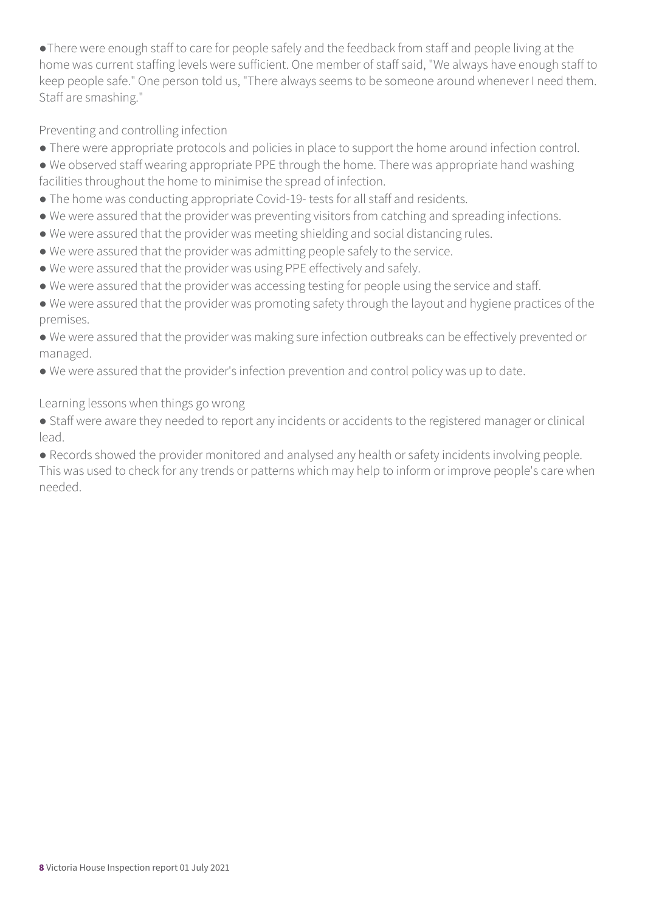- There were enough staff to care for people safely and the feedback from staff and people living at the home was current staffing levels were sufficient. One member of staff said, "We always have enough staff to keep people safe." One person told us, "There always seems to be someone around whenever I need them. Staff are smashing."

Preventing and controlling infection

- There were appropriate protocols and policies in place to support the home around infection control.
- We observed staff wearing appropriate PPE through the home. There was appropriate hand washing facilities throughout the home to minimise the spread of infection.
- The home was conducting appropriate Covid-19- tests for all staff and residents.
- We were assured that the provider was preventing visitors from catching and spreading infections.
- We were assured that the provider was meeting shielding and social distancing rules.
- We were assured that the provider was admitting people safely to the service.
- We were assured that the provider was using PPE effectively and safely.
- We were assured that the provider was accessing testing for people using the service and staff.
- We were assured that the provider was promoting safety through the layout and hygiene practices of the premises.
- We were assured that the provider was making sure infection outbreaks can be effectively prevented or managed.
- We were assured that the provider's infection prevention and control policy was up to date.

Learning lessons when things go wrong

- Staff were aware they needed to report any incidents or accidents to the registered manager or clinical lead.
- Records showed the provider monitored and analysed any health or safety incidents involving people. This was used to check for any trends or patterns which may help to inform or improve people's care when needed.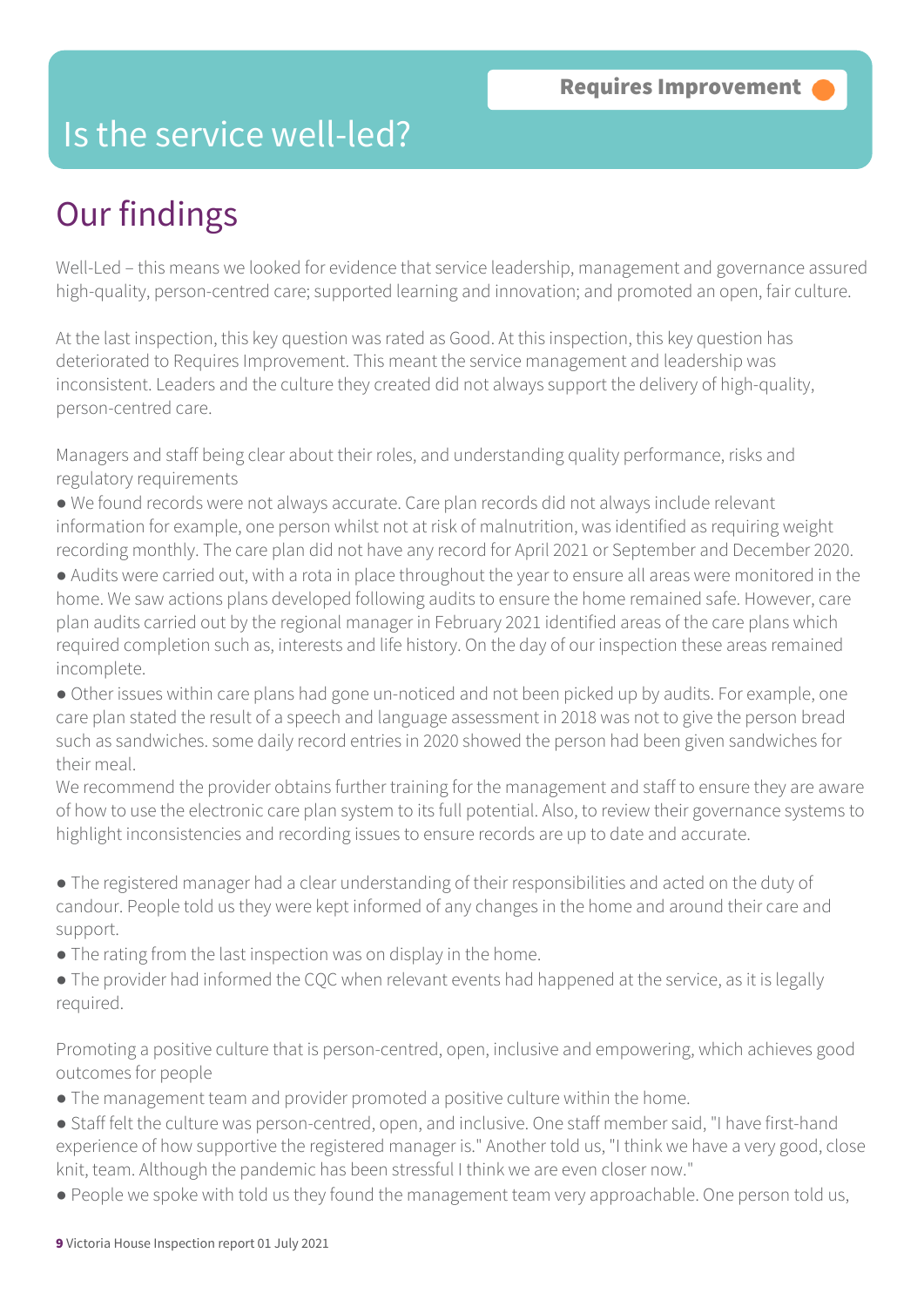# Is the service well-led?

**Requires Improvement**

## Our findings

Well-Led – this means we looked for evidence that service leadership, management and governance assured high-quality, person-centred care; supported learning and innovation; and promoted an open, fair culture.

At the last inspection, this key question was rated as Good. At this inspection, this key question has deteriorated to Requires Improvement. This meant the service management and leadership was inconsistent. Leaders and the culture they created did not always support the delivery of high-quality, person-centred care.

Managers and staff being clear about their roles, and understanding quality performance, risks and regulatory requirements

- We found records were not always accurate. Care plan records did not always include relevant information for example, one person whilst not at risk of malnutrition, was identified as requiring weight recording monthly. The care plan did not have any record for April 2021 or September and December 2020.
- Audits were carried out, with a rota in place throughout the year to ensure all areas were monitored in the home. We saw actions plans developed following audits to ensure the home remained safe. However, care plan audits carried out by the regional manager in February 2021 identified areas of the care plans which required completion such as, interests and life history. On the day of our inspection these areas remained incomplete.
- Other issues within care plans had gone un-noticed and not been picked up by audits. For example, one care plan stated the result of a speech and language assessment in 2018 was not to give the person bread such as sandwiches. some daily record entries in 2020 showed the person had been given sandwiches for their meal.

We recommend the provider obtains further training for the management and staff to ensure they are aware of how to use the electronic care plan system to its full potential. Also, to review their governance systems to highlight inconsistencies and recording issues to ensure records are up to date and accurate.

- The registered manager had a clear understanding of their responsibilities and acted on the duty of candour. People told us they were kept informed of any changes in the home and around their care and support.
- The rating from the last inspection was on display in the home.
- The provider had informed the CQC when relevant events had happened at the service, as it is legally required.

Promoting a positive culture that is person-centred, open, inclusive and empowering, which achieves good outcomes for people

- The management team and provider promoted a positive culture within the home.
- Staff felt the culture was person-centred, open, and inclusive. One staff member said, "I have first-hand experience of how supportive the registered manager is." Another told us, "I think we have a very good, close knit, team. Although the pandemic has been stressful I think we are even closer now."
- People we spoke with told us they found the management team very approachable. One person told us,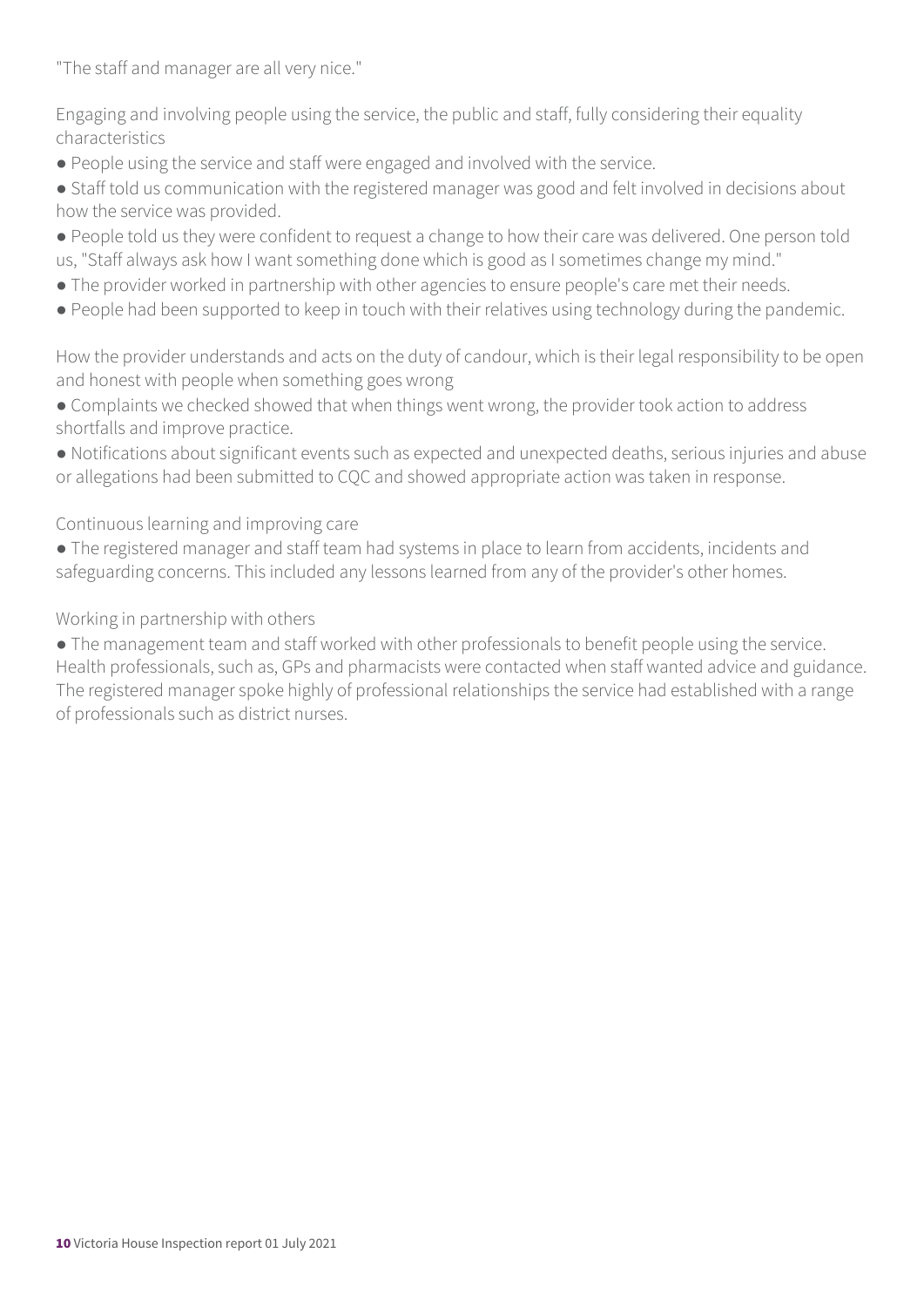"The staff and manager are all very nice."

Engaging and involving people using the service, the public and staff, fully considering their equality characteristics

- People using the service and staff were engaged and involved with the service.
- Staff told us communication with the registered manager was good and felt involved in decisions about how the service was provided.
- People told us they were confident to request a change to how their care was delivered. One person told us, "Staff always ask how I want something done which is good as I sometimes change my mind."
- The provider worked in partnership with other agencies to ensure people's care met their needs.
- People had been supported to keep in touch with their relatives using technology during the pandemic.

How the provider understands and acts on the duty of candour, which is their legal responsibility to be open and honest with people when something goes wrong

- Complaints we checked showed that when things went wrong, the provider took action to address shortfalls and improve practice.
- Notifications about significant events such as expected and unexpected deaths, serious injuries and abuse or allegations had been submitted to CQC and showed appropriate action was taken in response.

Continuous learning and improving care

- The registered manager and staff team had systems in place to learn from accidents, incidents and safeguarding concerns. This included any lessons learned from any of the provider's other homes.

Working in partnership with others

- The management team and staff worked with other professionals to benefit people using the service. Health professionals, such as, GPs and pharmacists were contacted when staff wanted advice and guidance. The registered manager spoke highly of professional relationships the service had established with a range of professionals such as district nurses.